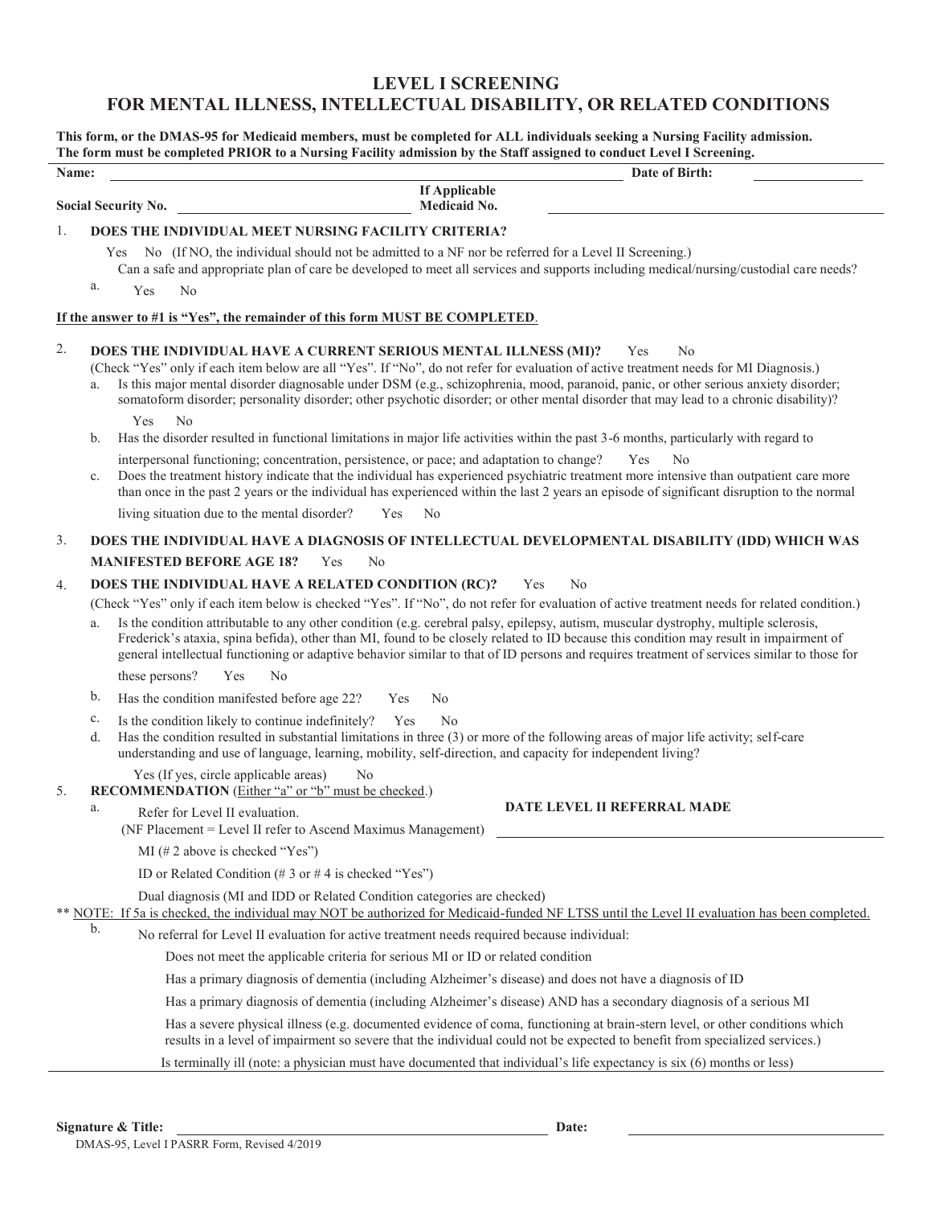# LEVEL I SCREENING
# FOR MENTAL ILLNESS, INTELLECTUAL DISABILITY, OR RELATED CONDITIONS

**This form, or the DMAS-95 for Medicaid members, must be completed for ALL individuals seeking a Nursing Facility admission. The form must be completed PRIOR to a Nursing Facility admission by the Staff assigned to conduct Level I Screening.**

**Name:** ______________________ **Date of Birth:** ____________

**Social Security No.** ____________ **If Applicable Medicaid No.** ____________

1. **DOES THE INDIVIDUAL MEET NURSING FACILITY CRITERIA?**

   Yes No (If NO, the individual should not be admitted to a NF nor be referred for a Level II Screening.)

   Can a safe and appropriate plan of care be developed to meet all services and supports including medical/nursing/custodial care needs?

   a. Yes No

**If the answer to #1 is "Yes", the remainder of this form MUST BE COMPLETED**.

2. **DOES THE INDIVIDUAL HAVE A CURRENT SERIOUS MENTAL ILLNESS (MI)?** Yes No

   (Check "Yes" only if each item below are all "Yes". If "No", do not refer for evaluation of active treatment needs for MI Diagnosis.)

   a. Is this major mental disorder diagnosable under DSM (e.g., schizophrenia, mood, paranoid, panic, or other serious anxiety disorder; somatoform disorder; personality disorder; other psychotic disorder; or other mental disorder that may lead to a chronic disability)?

      Yes No

   b. Has the disorder resulted in functional limitations in major life activities within the past 3-6 months, particularly with regard to interpersonal functioning; concentration, persistence, or pace; and adaptation to change? Yes No

   c. Does the treatment history indicate that the individual has experienced psychiatric treatment more intensive than outpatient care more than once in the past 2 years or the individual has experienced within the last 2 years an episode of significant disruption to the normal living situation due to the mental disorder? Yes No

3. **DOES THE INDIVIDUAL HAVE A DIAGNOSIS OF INTELLECTUAL DEVELOPMENTAL DISABILITY (IDD) WHICH WAS MANIFESTED BEFORE AGE 18?** Yes No

4. **DOES THE INDIVIDUAL HAVE A RELATED CONDITION (RC)?** Yes No

   (Check "Yes" only if each item below is checked "Yes". If "No", do not refer for evaluation of active treatment needs for related condition.)

   a. Is the condition attributable to any other condition (e.g. cerebral palsy, epilepsy, autism, muscular dystrophy, multiple sclerosis, Frederick's ataxia, spina befida), other than MI, found to be closely related to ID because this condition may result in impairment of general intellectual functioning or adaptive behavior similar to that of ID persons and requires treatment of services similar to those for these persons? Yes No

   b. Has the condition manifested before age 22? Yes No

   c. Is the condition likely to continue indefinitely? Yes No

   d. Has the condition resulted in substantial limitations in three (3) or more of the following areas of major life activity; self-care understanding and use of language, learning, mobility, self-direction, and capacity for independent living?

      Yes (If yes, circle applicable areas) No

5. **RECOMMENDATION** (Either "a" or "b" must be checked.)

   a. Refer for Level II evaluation.
      (NF Placement = Level II refer to Ascend Maximus Management)

      **DATE LEVEL II REFERRAL MADE** ____________

      MI (# 2 above is checked "Yes")

      ID or Related Condition (# 3 or # 4 is checked "Yes")

      Dual diagnosis (MI and IDD or Related Condition categories are checked)

** NOTE: If 5a is checked, the individual may NOT be authorized for Medicaid-funded NF LTSS until the Level II evaluation has been completed.

   b. No referral for Level II evaluation for active treatment needs required because individual:

      Does not meet the applicable criteria for serious MI or ID or related condition

      Has a primary diagnosis of dementia (including Alzheimer's disease) and does not have a diagnosis of ID

      Has a primary diagnosis of dementia (including Alzheimer's disease) AND has a secondary diagnosis of a serious MI

      Has a severe physical illness (e.g. documented evidence of coma, functioning at brain-stern level, or other conditions which results in a level of impairment so severe that the individual could not be expected to benefit from specialized services.)

      Is terminally ill (note: a physician must have documented that individual's life expectancy is six (6) months or less)

**Signature & Title:** ______________________ **Date:** ____________

DMAS-95, Level I PASRR Form, Revised 4/2019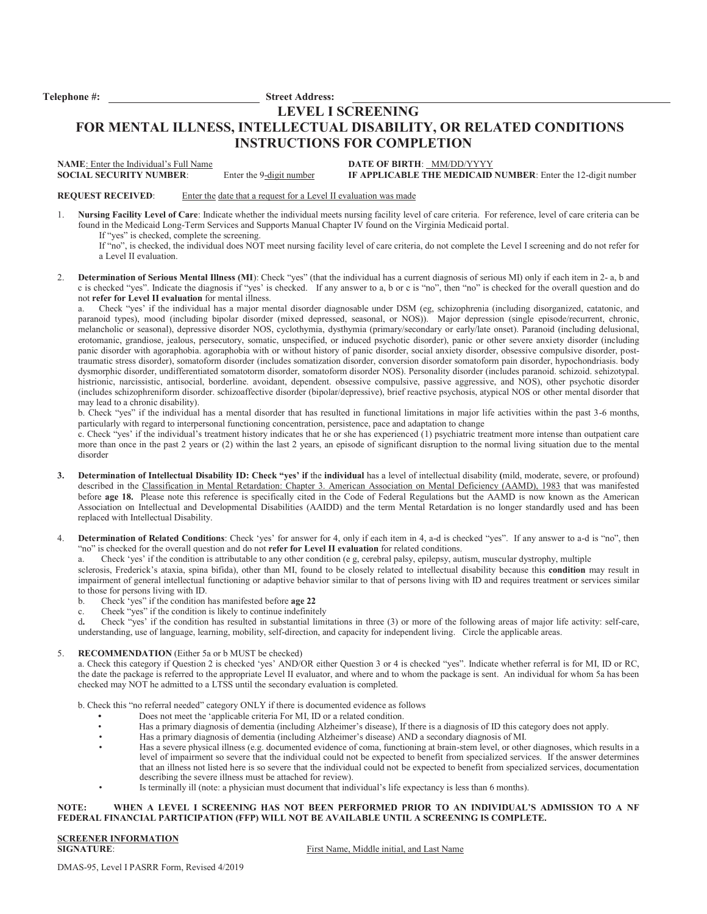**Telephone #:** ______________________ **Street Address:** ______________________________________________

# LEVEL I SCREENING
# FOR MENTAL ILLNESS, INTELLECTUAL DISABILITY, OR RELATED CONDITIONS
# INSTRUCTIONS FOR COMPLETION

**NAME**: Enter the Individual's Full Name **DATE OF BIRTH**: MM/DD/YYYY
**SOCIAL SECURITY NUMBER**: Enter the 9-digit number **IF APPLICABLE THE MEDICAID NUMBER**: Enter the 12-digit number

**REQUEST RECEIVED**: Enter the date that a request for a Level II evaluation was made

1. **Nursing Facility Level of Care**: Indicate whether the individual meets nursing facility level of care criteria. For reference, level of care criteria can be found in the Medicaid Long-Term Services and Supports Manual Chapter IV found on the Virginia Medicaid portal.
   If "yes" is checked, complete the screening.
   If "no", is checked, the individual does NOT meet nursing facility level of care criteria, do not complete the Level I screening and do not refer for a Level II evaluation.

2. **Determination of Serious Mental Illness (MI)**: Check "yes" (that the individual has a current diagnosis of serious MI) only if each item in 2- a, b and c is checked "yes". Indicate the diagnosis if "yes' is checked. If any answer to a, b or c is "no", then "no" is checked for the overall question and do not **refer for Level II evaluation** for mental illness.
   a. Check "yes' if the individual has a major mental disorder diagnosable under DSM (eg, schizophrenia (including disorganized, catatonic, and paranoid types), mood (including bipolar disorder (mixed depressed, seasonal, or NOS)). Major depression (single episode/recurrent, chronic, melancholic or seasonal), depressive disorder NOS, cyclothymia, dysthymia (primary/secondary or early/late onset). Paranoid (including delusional, erotomanic, grandiose, jealous, persecutory, somatic, unspecified, or induced psychotic disorder), panic or other severe anxiety disorder (including panic disorder with agoraphobia. agoraphobia with or without history of panic disorder, social anxiety disorder, obsessive compulsive disorder, post-traumatic stress disorder), somatoform disorder (includes somatization disorder, conversion disorder somatoform pain disorder, hypochondriasis. body dysmorphic disorder, undifferentiated somatoform disorder, somatoform disorder NOS). Personality disorder (includes paranoid. schizoid. sehizotypal. histrionic, narcissistic, antisocial, borderline. avoidant, dependent. obsessive compulsive, passive aggressive, and NOS), other psychotic disorder (includes schizophreniform disorder. schizoaffective disorder (bipolar/depressive), brief reactive psychosis, atypical NOS or other mental disorder that may lead to a chronic disability).
   b. Check "yes" if the individual has a mental disorder that has resulted in functional limitations in major life activities within the past 3-6 months, particularly with regard to interpersonal functioning concentration, persistence, pace and adaptation to change
   c. Check "yes' if the individual's treatment history indicates that he or she has experienced (1) psychiatric treatment more intense than outpatient care more than once in the past 2 years or (2) within the last 2 years, an episode of significant disruption to the normal living situation due to the mental disorder

3. **Determination of Intellectual Disability ID: Check "yes' if** the **individual** has a level of intellectual disability **(**mild, moderate, severe, or profound) described in the Classification in Mental Retardation: Chapter 3. American Association on Mental Deficiency (AAMD), 1983 that was manifested before **age 18.** Please note this reference is specifically cited in the Code of Federal Regulations but the AAMD is now known as the American Association on Intellectual and Developmental Disabilities (AAIDD) and the term Mental Retardation is no longer standardly used and has been replaced with Intellectual Disability.

4. **Determination of Related Conditions**: Check 'yes' for answer for 4, only if each item in 4, a-d is checked "yes". If any answer to a-d is "no", then "no" is checked for the overall question and do not **refer for Level II evaluation** for related conditions.
   a. Check 'yes' if the condition is attributable to any other condition (e g, cerebral palsy, epilepsy, autism, muscular dystrophy, multiple sclerosis, Frederick's ataxia, spina bifida), other than MI, found to be closely related to intellectual disability because this **condition** may result in impairment of general intellectual functioning or adaptive behavior similar to that of persons living with ID and requires treatment or services similar to those for persons living with ID.
   b. Check 'yes" if the condition has manifested before **age 22**
   c. Cheek "yes" if the condition is likely to continue indefinitely
   **d.** Check "yes" if the condition has resulted in substantial limitations in three (3) or more of the following areas of major life activity: self-care, understanding, use of language, learning, mobility, self-direction, and capacity for independent living. Circle the applicable areas.

5. **RECOMMENDATION** (Either 5a or b MUST be checked)
   a. Check this category if Question 2 is checked 'yes' AND/OR either Question 3 or 4 is checked "yes". Indicate whether referral is for MI, ID or RC, the date the package is referred to the appropriate Level II evaluator, and where and to whom the package is sent. An individual for whom 5a has been checked may NOT he admitted to a LTSS until the secondary evaluation is completed.

   b. Check this "no referral needed" category ONLY if there is documented evidence as follows
   - Does not meet the 'applicable criteria For MI, ID or a related condition.
   - Has a primary diagnosis of dementia (including Alzheimer's disease), If there is a diagnosis of ID this category does not apply.
   - Has a primary diagnosis of dementia (including Alzheimer's disease) AND a secondary diagnosis of MI.
   - Has a severe physical illness (e.g. documented evidence of coma, functioning at brain-stem level, or other diagnoses, which results in a level of impairment so severe that the individual could not be expected to benefit from specialized services. If the answer determines that an illness not listed here is so severe that the individual could not be expected to benefit from specialized services, documentation describing the severe illness must be attached for review).
   - Is terminally ill (note: a physician must document that individual's life expectancy is less than 6 months).

**NOTE: WHEN A LEVEL I SCREENING HAS NOT BEEN PERFORMED PRIOR TO AN INDIVIDUAL'S ADMISSION TO A NF FEDERAL FINANCIAL PARTICIPATION (FFP) WILL NOT BE AVAILABLE UNTIL A SCREENING IS COMPLETE.**

**SCREENER INFORMATION**
**SIGNATURE**: First Name, Middle initial, and Last Name

DMAS-95, Level I PASRR Form, Revised 4/2019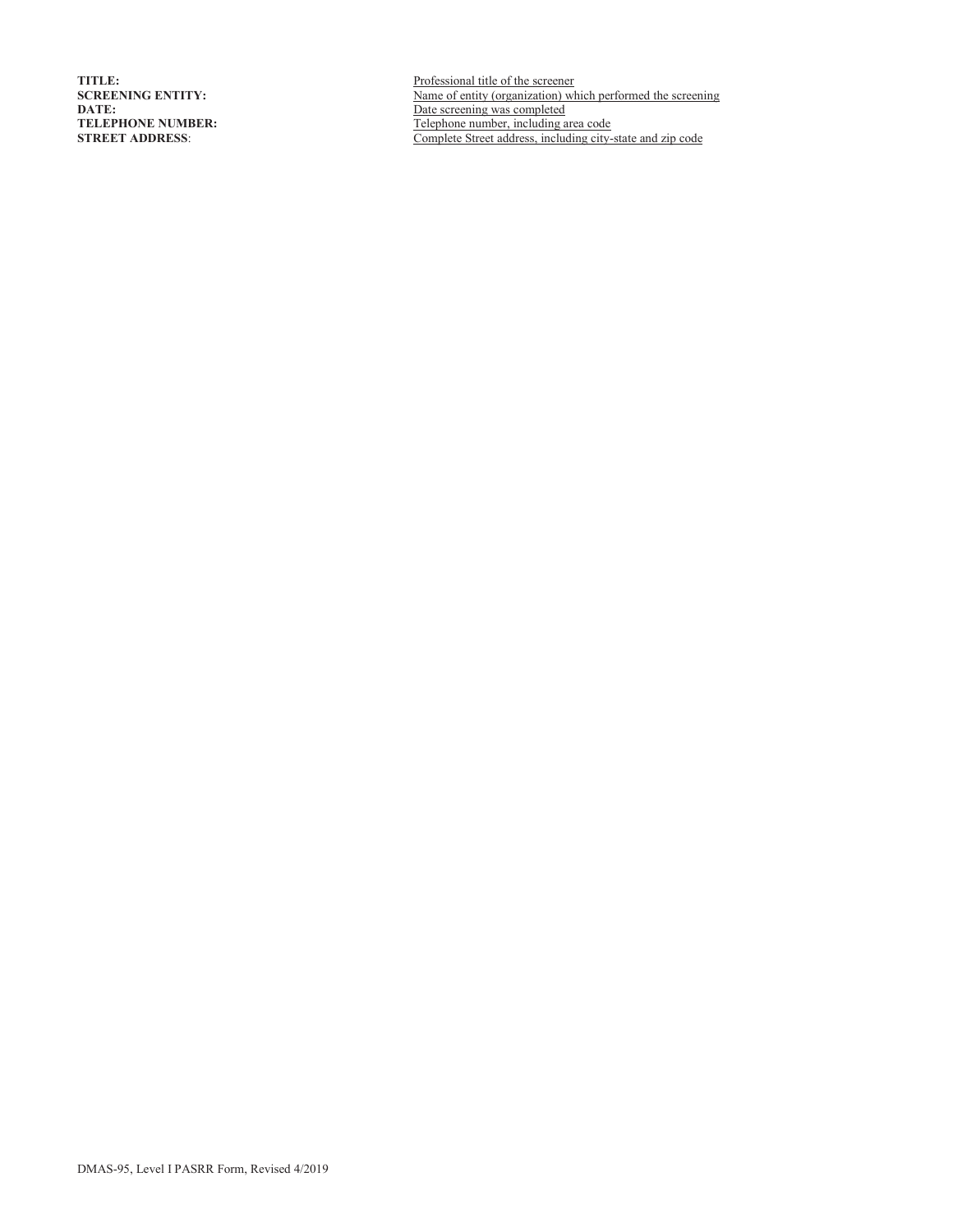**TITLE:** Professional title of the screener
**SCREENING ENTITY:** Name of entity (organization) which performed the screening
**DATE:** Date screening was completed
**TELEPHONE NUMBER:** Telephone number, including area code
**STREET ADDRESS**: Complete Street address, including city-state and zip code

DMAS-95, Level I PASRR Form, Revised 4/2019